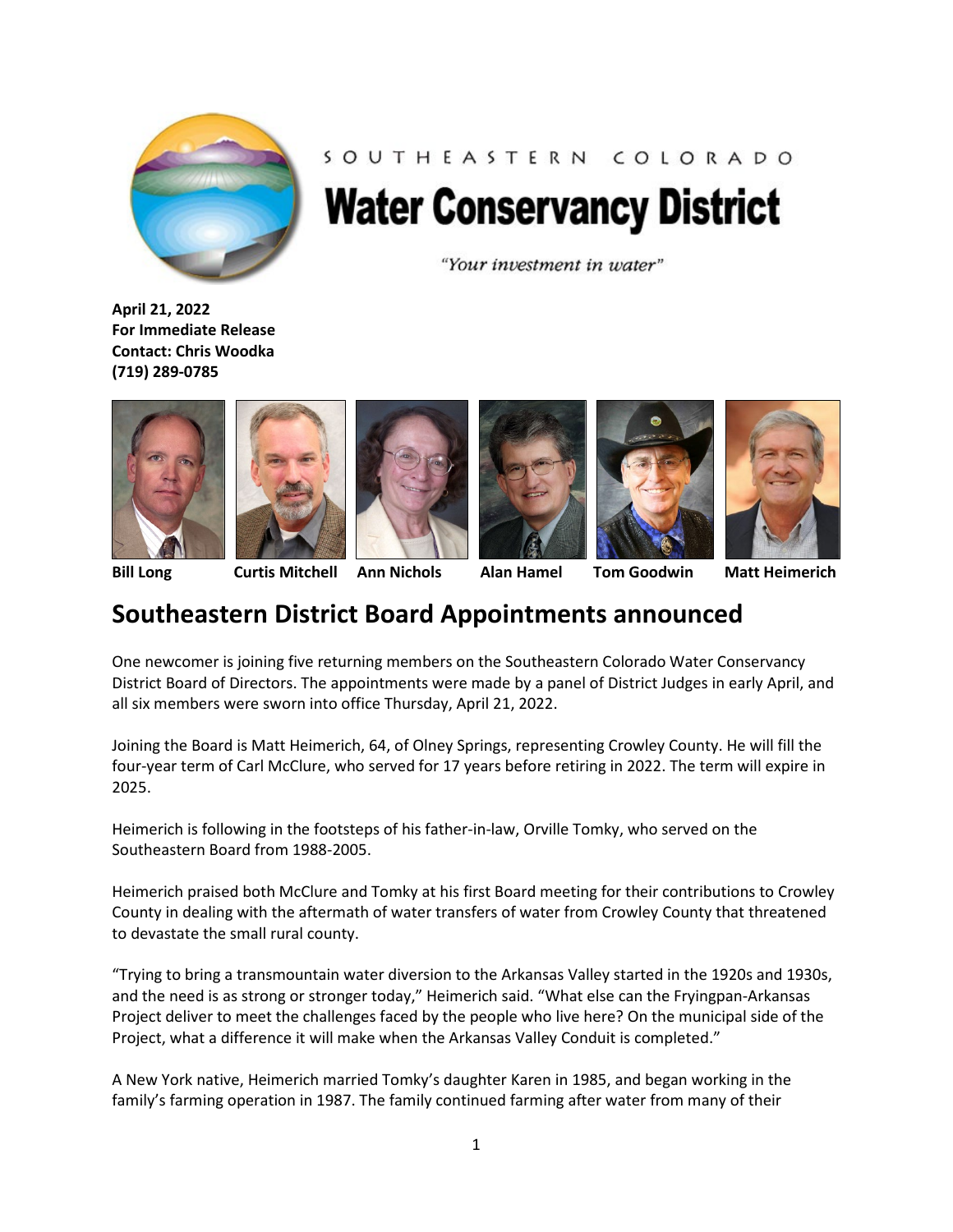SOUTHEASTERN COLORADO

**Water Conservancy District**

*"Your investment in water"*

**April 21, 2022**
**For Immediate Release**
**Contact: Chris Woodka**
**(719) 289-0785**

**Bill Long** **Curtis Mitchell** **Ann Nichols** **Alan Hamel** **Tom Goodwin** **Matt Heimerich**

# Southeastern District Board Appointments announced

One newcomer is joining five returning members on the Southeastern Colorado Water Conservancy District Board of Directors. The appointments were made by a panel of District Judges in early April, and all six members were sworn into office Thursday, April 21, 2022.

Joining the Board is Matt Heimerich, 64, of Olney Springs, representing Crowley County. He will fill the four-year term of Carl McClure, who served for 17 years before retiring in 2022. The term will expire in 2025.

Heimerich is following in the footsteps of his father-in-law, Orville Tomky, who served on the Southeastern Board from 1988-2005.

Heimerich praised both McClure and Tomky at his first Board meeting for their contributions to Crowley County in dealing with the aftermath of water transfers of water from Crowley County that threatened to devastate the small rural county.

"Trying to bring a transmountain water diversion to the Arkansas Valley started in the 1920s and 1930s, and the need is as strong or stronger today," Heimerich said. "What else can the Fryingpan-Arkansas Project deliver to meet the challenges faced by the people who live here? On the municipal side of the Project, what a difference it will make when the Arkansas Valley Conduit is completed."

A New York native, Heimerich married Tomky's daughter Karen in 1985, and began working in the family's farming operation in 1987. The family continued farming after water from many of their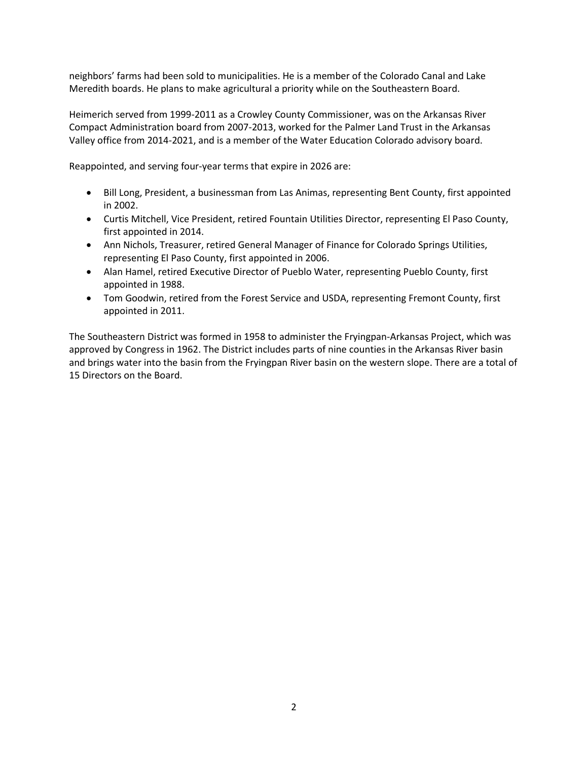neighbors' farms had been sold to municipalities. He is a member of the Colorado Canal and Lake Meredith boards. He plans to make agricultural a priority while on the Southeastern Board.

Heimerich served from 1999-2011 as a Crowley County Commissioner, was on the Arkansas River Compact Administration board from 2007-2013, worked for the Palmer Land Trust in the Arkansas Valley office from 2014-2021, and is a member of the Water Education Colorado advisory board.

Reappointed, and serving four-year terms that expire in 2026 are:

- Bill Long, President, a businessman from Las Animas, representing Bent County, first appointed in 2002.
- Curtis Mitchell, Vice President, retired Fountain Utilities Director, representing El Paso County, first appointed in 2014.
- Ann Nichols, Treasurer, retired General Manager of Finance for Colorado Springs Utilities, representing El Paso County, first appointed in 2006.
- Alan Hamel, retired Executive Director of Pueblo Water, representing Pueblo County, first appointed in 1988.
- Tom Goodwin, retired from the Forest Service and USDA, representing Fremont County, first appointed in 2011.

The Southeastern District was formed in 1958 to administer the Fryingpan-Arkansas Project, which was approved by Congress in 1962. The District includes parts of nine counties in the Arkansas River basin and brings water into the basin from the Fryingpan River basin on the western slope. There are a total of 15 Directors on the Board.